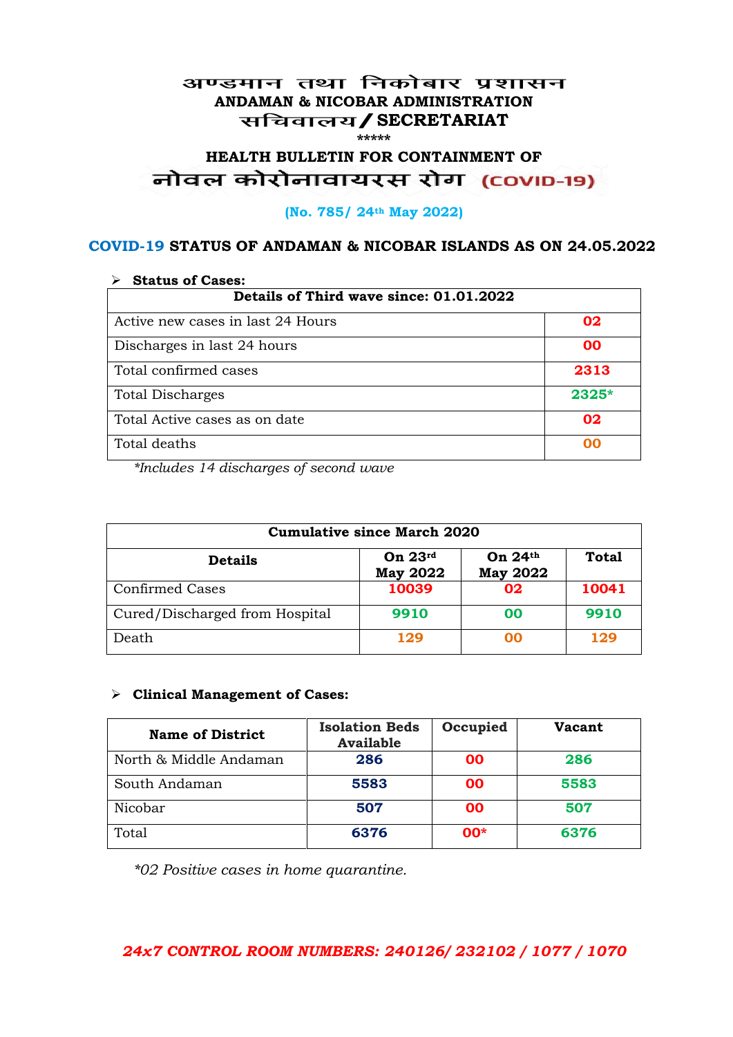# अण्डमान तथा निकोबार प्रशासन
## ANDAMAN & NICOBAR ADMINISTRATION
## सचिवालय / SECRETARIAT

*****

## HEALTH BULLETIN FOR CONTAINMENT OF
## नोवल कोरोनावायरस रोग (COVID-19)

**(No. 785/ 24th May 2022)**

### COVID-19 STATUS OF ANDAMAN & NICOBAR ISLANDS AS ON 24.05.2022

- **Status of Cases:**

| Details of Third wave since: 01.01.2022 | |
|---|---|
| Active new cases in last 24 Hours | 02 |
| Discharges in last 24 hours | 00 |
| Total confirmed cases | 2313 |
| Total Discharges | 2325* |
| Total Active cases as on date | 02 |
| Total deaths | 00 |

*\*Includes 14 discharges of second wave*

| Cumulative since March 2020 | | | |
|---|---|---|---|
| **Details** | **On 23rd May 2022** | **On 24th May 2022** | **Total** |
| Confirmed Cases | 10039 | 02 | 10041 |
| Cured/Discharged from Hospital | 9910 | 00 | 9910 |
| Death | 129 | 00 | 129 |

- **Clinical Management of Cases:**

| Name of District | Isolation Beds Available | Occupied | Vacant |
|---|---|---|---|
| North & Middle Andaman | 286 | 00 | 286 |
| South Andaman | 5583 | 00 | 5583 |
| Nicobar | 507 | 00 | 507 |
| Total | 6376 | 00* | 6376 |

*\*02 Positive cases in home quarantine.*

***24x7 CONTROL ROOM NUMBERS: 240126/ 232102 / 1077 / 1070***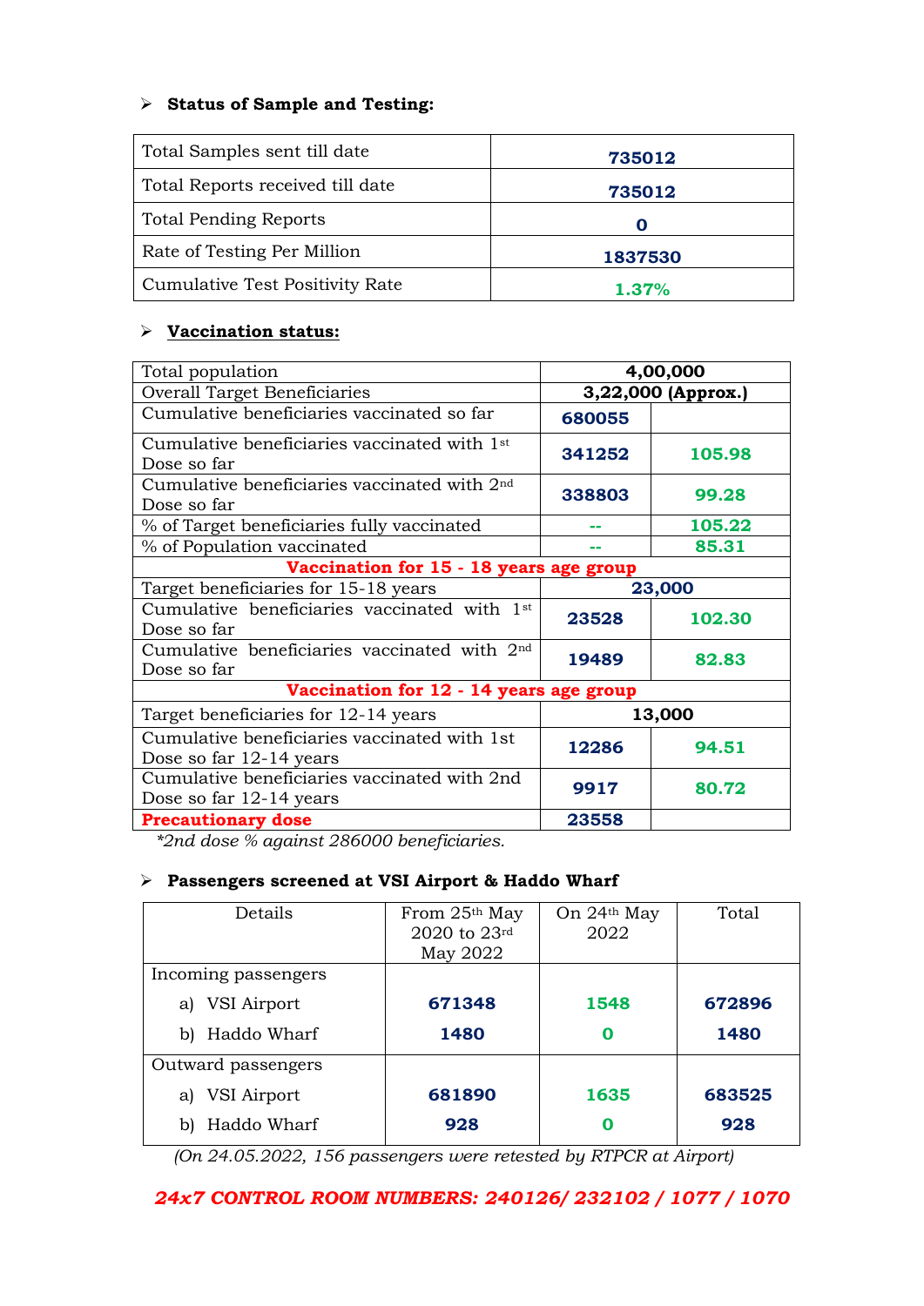- **Status of Sample and Testing:**

| | |
|---|---|
| Total Samples sent till date | **735012** |
| Total Reports received till date | **735012** |
| Total Pending Reports | **0** |
| Rate of Testing Per Million | **1837530** |
| Cumulative Test Positivity Rate | **1.37%** |

- **Vaccination status:**

| | | |
|---|---|---|
| Total population | **4,00,000** | |
| Overall Target Beneficiaries | **3,22,000 (Approx.)** | |
| Cumulative beneficiaries vaccinated so far | **680055** | |
| Cumulative beneficiaries vaccinated with 1st Dose so far | **341252** | **105.98** |
| Cumulative beneficiaries vaccinated with 2nd Dose so far | **338803** | **99.28** |
| % of Target beneficiaries fully vaccinated | -- | **105.22** |
| % of Population vaccinated | -- | **85.31** |
| **Vaccination for 15 - 18 years age group** | | |
| Target beneficiaries for 15-18 years | **23,000** | |
| Cumulative beneficiaries vaccinated with 1st Dose so far | **23528** | **102.30** |
| Cumulative beneficiaries vaccinated with 2nd Dose so far | **19489** | **82.83** |
| **Vaccination for 12 - 14 years age group** | | |
| Target beneficiaries for 12-14 years | **13,000** | |
| Cumulative beneficiaries vaccinated with 1st Dose so far 12-14 years | **12286** | **94.51** |
| Cumulative beneficiaries vaccinated with 2nd Dose so far 12-14 years | **9917** | **80.72** |
| **Precautionary dose** | **23558** | |

*\*2nd dose % against 286000 beneficiaries.*

- **Passengers screened at VSI Airport & Haddo Wharf**

| Details | From 25th May 2020 to 23rd May 2022 | On 24th May 2022 | Total |
|---|---|---|---|
| Incoming passengers | | | |
| a) VSI Airport | **671348** | **1548** | **672896** |
| b) Haddo Wharf | **1480** | **0** | **1480** |
| Outward passengers | | | |
| a) VSI Airport | **681890** | **1635** | **683525** |
| b) Haddo Wharf | **928** | **0** | **928** |

*(On 24.05.2022, 156 passengers were retested by RTPCR at Airport)*

***24x7 CONTROL ROOM NUMBERS: 240126/ 232102 / 1077 / 1070***